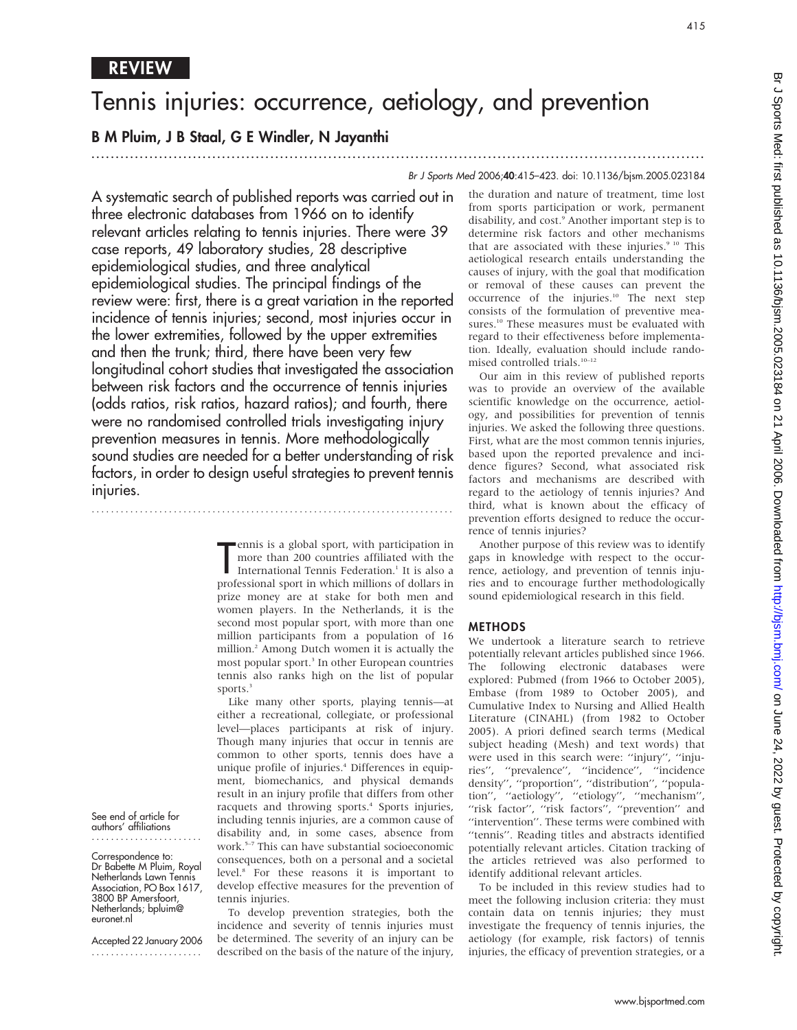REVIEW

# Tennis injuries: occurrence, aetiology, and prevention

**B M Pluim, J B Staal, G E Windler, N Jayanthi**

*Br J Sports Med* 2006;**40**:415–423. doi: 10.1136/bjsm.2005.023184

A systematic search of published reports was carried out in three electronic databases from 1966 on to identify relevant articles relating to tennis injuries. There were 39 case reports, 49 laboratory studies, 28 descriptive epidemiological studies, and three analytical epidemiological studies. The principal findings of the review were: first, there is a great variation in the reported incidence of tennis injuries; second, most injuries occur in the lower extremities, followed by the upper extremities and then the trunk; third, there have been very few longitudinal cohort studies that investigated the association between risk factors and the occurrence of tennis injuries (odds ratios, risk ratios, hazard ratios); and fourth, there were no randomised controlled trials investigating injury prevention measures in tennis. More methodologically sound studies are needed for a better understanding of risk factors, in order to design useful strategies to prevent tennis injuries.

See end of article for authors' affiliations

Correspondence to: Dr Babette M Pluim, Royal Netherlands Lawn Tennis Association, PO Box 1617, 3800 BP Amersfoort, Netherlands; bpluim@euronet.nl

Accepted 22 January 2006

Tennis is a global sport, with participation in more than 200 countries affiliated with the International Tennis Federation.[1] It is also a professional sport in which millions of dollars in prize money are at stake for both men and women players. In the Netherlands, it is the second most popular sport, with more than one million participants from a population of 16 million.[2] Among Dutch women it is actually the most popular sport.[3] In other European countries tennis also ranks high on the list of popular sports.[3]

Like many other sports, playing tennis—at either a recreational, collegiate, or professional level—places participants at risk of injury. Though many injuries that occur in tennis are common to other sports, tennis does have a unique profile of injuries.[4] Differences in equipment, biomechanics, and physical demands result in an injury profile that differs from other racquets and throwing sports.[4] Sports injuries, including tennis injuries, are a common cause of disability and, in some cases, absence from work.[5–7] This can have substantial socioeconomic consequences, both on a personal and a societal level.[8] For these reasons it is important to develop effective measures for the prevention of tennis injuries.

To develop prevention strategies, both the incidence and severity of tennis injuries must be determined. The severity of an injury can be described on the basis of the nature of the injury, the duration and nature of treatment, time lost from sports participation or work, permanent disability, and cost.[9] Another important step is to determine risk factors and other mechanisms that are associated with these injuries.[9,10] This aetiological research entails understanding the causes of injury, with the goal that modification or removal of these causes can prevent the occurrence of the injuries.[10] The next step consists of the formulation of preventive measures.[10] These measures must be evaluated with regard to their effectiveness before implementation. Ideally, evaluation should include randomised controlled trials.[10–12]

Our aim in this review of published reports was to provide an overview of the available scientific knowledge on the occurrence, aetiology, and possibilities for prevention of tennis injuries. We asked the following three questions. First, what are the most common tennis injuries, based upon the reported prevalence and incidence figures? Second, what associated risk factors and mechanisms are described with regard to the aetiology of tennis injuries? And third, what is known about the efficacy of prevention efforts designed to reduce the occurrence of tennis injuries?

Another purpose of this review was to identify gaps in knowledge with respect to the occurrence, aetiology, and prevention of tennis injuries and to encourage further methodologically sound epidemiological research in this field.

## METHODS

We undertook a literature search to retrieve potentially relevant articles published since 1966. The following electronic databases were explored: Pubmed (from 1966 to October 2005), Embase (from 1989 to October 2005), and Cumulative Index to Nursing and Allied Health Literature (CINAHL) (from 1982 to October 2005). A priori defined search terms (Medical subject heading (Mesh) and text words) that were used in this search were: ''injury'', ''injuries'', ''prevalence'', ''incidence'', ''incidence density'', ''proportion'', ''distribution'', ''population'', ''aetiology'', ''etiology'', ''mechanism'', ''risk factor'', ''risk factors'', ''prevention'' and ''intervention''. These terms were combined with ''tennis''. Reading titles and abstracts identified potentially relevant articles. Citation tracking of the articles retrieved was also performed to identify additional relevant articles.

To be included in this review studies had to meet the following inclusion criteria: they must contain data on tennis injuries; they must investigate the frequency of tennis injuries, the aetiology (for example, risk factors) of tennis injuries, the efficacy of prevention strategies, or a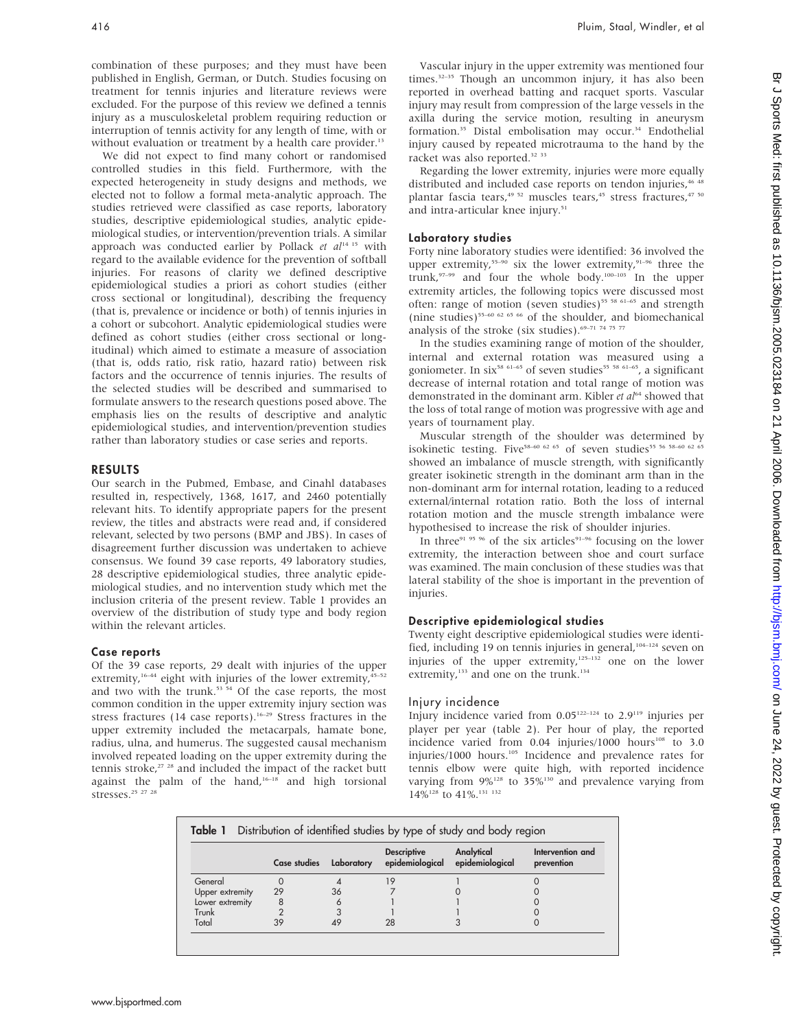combination of these purposes; and they must have been published in English, German, or Dutch. Studies focusing on treatment for tennis injuries and literature reviews were excluded. For the purpose of this review we defined a tennis injury as a musculoskeletal problem requiring reduction or interruption of tennis activity for any length of time, with or without evaluation or treatment by a health care provider.[13]

We did not expect to find many cohort or randomised controlled studies in this field. Furthermore, with the expected heterogeneity in study designs and methods, we elected not to follow a formal meta-analytic approach. The studies retrieved were classified as case reports, laboratory studies, descriptive epidemiological studies, analytic epidemiological studies, or intervention/prevention trials. A similar approach was conducted earlier by Pollack *et al*[14 15] with regard to the available evidence for the prevention of softball injuries. For reasons of clarity we defined descriptive epidemiological studies a priori as cohort studies (either cross sectional or longitudinal), describing the frequency (that is, prevalence or incidence or both) of tennis injuries in a cohort or subcohort. Analytic epidemiological studies were defined as cohort studies (either cross sectional or longitudinal) which aimed to estimate a measure of association (that is, odds ratio, risk ratio, hazard ratio) between risk factors and the occurrence of tennis injuries. The results of the selected studies will be described and summarised to formulate answers to the research questions posed above. The emphasis lies on the results of descriptive and analytic epidemiological studies, and intervention/prevention studies rather than laboratory studies or case series and reports.

## RESULTS

Our search in the Pubmed, Embase, and Cinahl databases resulted in, respectively, 1368, 1617, and 2460 potentially relevant hits. To identify appropriate papers for the present review, the titles and abstracts were read and, if considered relevant, selected by two persons (BMP and JBS). In cases of disagreement further discussion was undertaken to achieve consensus. We found 39 case reports, 49 laboratory studies, 28 descriptive epidemiological studies, three analytic epidemiological studies, and no intervention study which met the inclusion criteria of the present review. Table 1 provides an overview of the distribution of study type and body region within the relevant articles.

### Case reports

Of the 39 case reports, 29 dealt with injuries of the upper extremity,[16–44] eight with injuries of the lower extremity,[45–52] and two with the trunk.[53 54] Of the case reports, the most common condition in the upper extremity injury section was stress fractures (14 case reports).[16–29] Stress fractures in the upper extremity included the metacarpals, hamate bone, radius, ulna, and humerus. The suggested causal mechanism involved repeated loading on the upper extremity during the tennis stroke,[27 28] and included the impact of the racket butt against the palm of the hand,[16–18] and high torsional stresses.[25 27 28]

Vascular injury in the upper extremity was mentioned four times.[32–35] Though an uncommon injury, it has also been reported in overhead batting and racquet sports. Vascular injury may result from compression of the large vessels in the axilla during the service motion, resulting in aneurysm formation.[35] Distal embolisation may occur.[34] Endothelial injury caused by repeated microtrauma to the hand by the racket was also reported.[32 33]

Regarding the lower extremity, injuries were more equally distributed and included case reports on tendon injuries,[46 48] plantar fascia tears,[49 52] muscles tears,[45] stress fractures,[47 50] and intra-articular knee injury.[51]

### Laboratory studies

Forty nine laboratory studies were identified: 36 involved the upper extremity,[55–90] six the lower extremity,[91–96] three the trunk,[97–99] and four the whole body.[100–103] In the upper extremity articles, the following topics were discussed most often: range of motion (seven studies)[55 58 61–65] and strength (nine studies)[55–60 62 65 66] of the shoulder, and biomechanical analysis of the stroke (six studies).[69–71 74 75 77]

In the studies examining range of motion of the shoulder, internal and external rotation was measured using a goniometer. In six[58 61–65] of seven studies[55 58 61–65], a significant decrease of internal rotation and total range of motion was demonstrated in the dominant arm. Kibler *et al*[64] showed that the loss of total range of motion was progressive with age and years of tournament play.

Muscular strength of the shoulder was determined by isokinetic testing. Five[58–60 62 65] of seven studies[55 56 58–60 62 65] showed an imbalance of muscle strength, with significantly greater isokinetic strength in the dominant arm than in the non-dominant arm for internal rotation, leading to a reduced external/internal rotation ratio. Both the loss of internal rotation motion and the muscle strength imbalance were hypothesised to increase the risk of shoulder injuries.

In three[91 95 96] of the six articles[91–96] focusing on the lower extremity, the interaction between shoe and court surface was examined. The main conclusion of these studies was that lateral stability of the shoe is important in the prevention of injuries.

### Descriptive epidemiological studies

Twenty eight descriptive epidemiological studies were identified, including 19 on tennis injuries in general,[104–124] seven on injuries of the upper extremity,[125–132] one on the lower extremity,[133] and one on the trunk.[134]

#### Injury incidence

Injury incidence varied from 0.05[122–124] to 2.9[119] injuries per player per year (table 2). Per hour of play, the reported incidence varied from 0.04 injuries/1000 hours[108] to 3.0 injuries/1000 hours.[105] Incidence and prevalence rates for tennis elbow were quite high, with reported incidence varying from 9%[128] to 35%[130] and prevalence varying from 14%[128] to 41%.[131 132]

**Table 1** Distribution of identified studies by type of study and body region

| | Case studies | Laboratory | Descriptive epidemiological | Analytical epidemiological | Intervention and prevention |
|---|---|---|---|---|---|
| General | 0 | 4 | 19 | 1 | 0 |
| Upper extremity | 29 | 36 | 7 | 0 | 0 |
| Lower extremity | 8 | 6 | 1 | 1 | 0 |
| Trunk | 2 | 3 | 1 | 1 | 0 |
| Total | 39 | 49 | 28 | 3 | 0 |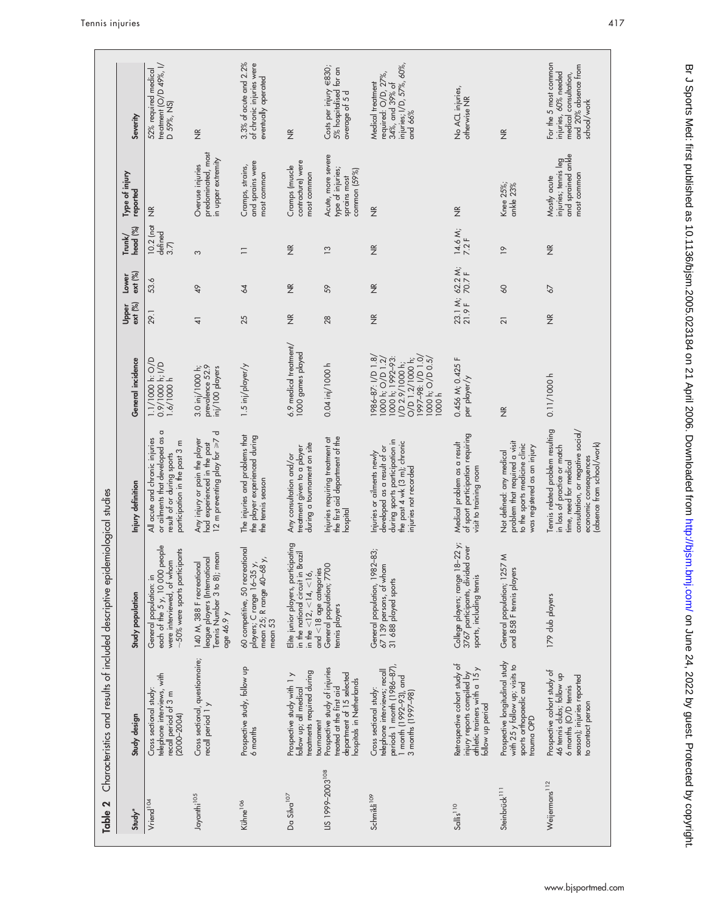**Table 2** Characteristics and results of included descriptive epidemiological studies

| Study* | Study design | Study population | Injury definition | General incidence | Upper ext (%) | Lower ext (%) | Trunk/ head (%) | Type of injury reported | Severity |
|---|---|---|---|---|---|---|---|---|---|
| Vriend[104] | Cross sectional study: telephone interviews, with recall period of 3 m (2000–2004) | General population: in each of the 5 y, 10 000 people were interviewed, of whom ~50% were sports participants | All acute and chronic injuries or ailments that developed as a result of or during sports participation in the past 3 m | 1.1/1000 h: O/D 0.9/1000 h; I/D 1.6/1000 h | 29.1 | 53.6 | 10.2 (not defined 3.7) | NR | 52% required medical treatment (O/D 49%, I/D 59%, NS) |
| Jayanthi[105] | Cross sectional, questionnaire; recall period 1 y | 140 M, 388 F recreational league players (International Tennis Number 3 to 8); mean age 46.9 y | Any injury or pain the player had experienced in the past 12 m preventing play for ≥7 d | 3.0 inj/1000 h; prevalence 52.9 inj/100 players | 41 | 49 | 3 | Overuse injuries predominated, most in upper extremity | NR |
| Kühne[106] | Prospective study, follow up 6 months | 60 competitive, 50 recreational players; C range 16–35 y, mean 25; R range 40–68 y, mean 53 | The injuries and problems that the player experienced during the tennis season | 1.5 inj/player/y | 25 | 64 | 11 | Cramps, strains, and sprains were most common | 3.3% of acute and 2.2% of chronic injuries were eventually operated |
| Da Silva[107] | Prospective study with 1 y follow up; all medical treatments required during tournament | Elite junior players, participating in the national circuit in Brazil in the <12, <14, <16, and <18 age categories | Any consultation and/or treatment given to a player during a tournament on site | 6.9 medical treatment/ 1000 games played | NR | NR | NR | Cramps (muscle contracture) were most common | NR |
| LIS 1999–2003[108] | Prospective study of injuries treated at the first aid department of 15 selected hospitals in Netherlands | General population; 7700 tennis players | Injuries requiring treatment at the first aid department of the hospital | 0.04 inj/1000 h | 28 | 59 | 13 | Acute, more severe type of injuries; sprains most common (59%) | Costs per injury €830; 5% hospitalised for an average of 5 d |
| Schmikli[109] | Cross sectional study: telephone interviews; recall periods 1 month (1986–87), 1 month (1992–93), and 3 months (1997–98) | General population, 1982–83; 67 139 persons, of whom 31 688 played sports | Injuries or ailments newly developed as a result of or during sports participation in the past 4 wk (3 m); chronic injuries not recorded | 1986–87: I/D 1.8/ 1000 h; O/D 1.2/ 1000 h; 1992–93: I/D 2.9/1000 h; O/D 1.2/1000 h; 1997–98: I/D 1.0/ 1000 h; O/D 0.5/ 1000 h | NR | NR | NR | NR | Medical treatment required: O/D, 27%, 34%, and 39% of injuries; I/D, 57%, 60%, and 66% |
| Sallis[110] | Retrospective cohort study of injury reports compiled by athletic trainers with a 15 y follow up period | College players; range 18–22 y; 3767 participants, divided over sports, including tennis | Medical problem as a result of sport participation requiring visit to training room | 0.456 M; 0.425 F per player/y | 23.1 M; 21.9 F | 62.2 M; 70.7 F | 14.6 M; 7.2 F | NR | No ACL injuries, otherwise NR |
| Steinbrück[111] | Prospective longitudinal study with 25 y follow up; visits to sports orthopaedic and trauma OPD | General population; 1257 M and 858 F tennis players | Not defined: any medical problem that required a visit to the sports medicine clinic was registered as an injury | NR | 21 | 60 | 19 | Knee 25%; ankle 23% | NR |
| Weijermans[112] | Prospective cohort study of 46 tennis clubs; follow up 6 months (O/D tennis season); injuries reported to contact person | 179 club players | Tennis related problem resulting in loss of practice or match time, need for medical consultation, or negative social/ economic consequences (absence from school/work) | 0.11/1000 h | NR | 67 | NR | Mostly acute injuries; tennis leg and sprained ankle most common | For the 5 most common injuries, 60% needed medical consultation, and 20% absence from school/work |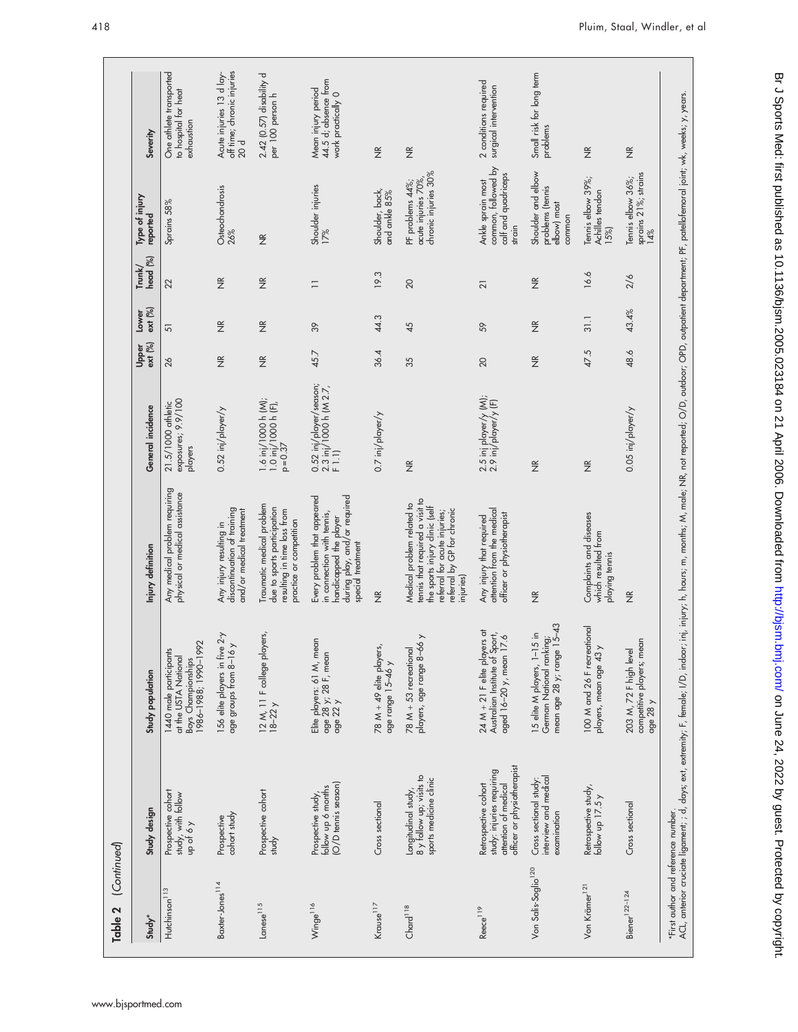**Table 2** (Continued)

| Study* | Study design | Study population | Injury definition | General incidence | Upper ext (%) | Lower ext (%) | Trunk/ head (%) | Type of injury reported | Severity |
|---|---|---|---|---|---|---|---|---|---|
| Hutchinson[113] | Prospective cohort study, with follow up of 6 y | 1440 male participants at the USTA National Boys Championships 1986–1988; 1990–1992 | Any medical problem requiring physical or medical assistance | 21.5/1000 athletic exposures; 9.9/100 players | 26 | 51 | 22 | Sprains 58% | One athlete transported to hospital for heat exhaustion |
| Baxter-Jones[114] | Prospective cohort study | 156 elite players in five 2-y age groups from 8–16 y | Any injury resulting in discontinuation of training and/or medical treatment | 0.52 inj/player/y | NR | NR | NR | Osteochondrosis 26% | Acute injuries 13 d lay-off time; chronic injuries 20 d |
| Lanese[115] | Prospective cohort study | 12 M, 11 F college players, 18–22 y | Traumatic medical problem due to sports participation resulting in time loss from practice or competition | 1.6 inj/1000 h (M); 1.0 inj/1000 h (F), p = 0.37 | NR | NR | NR | NR | 2.42 (0.57) disability d per 100 person h |
| Winge[116] | Prospective study, follow up 6 months (O/D tennis season) | Elite players: 61 M, mean age 28 y; 28 F, mean age 22 y | Every problem that appeared in connection with tennis, handicapped the player during play, and/or required special treatment | 0.52 inj/player/season; 2.3 inj/1000 h (M 2.7, F 1.1) | 45.7 | 39 | 11 | Shoulder injuries 17% | Mean injury period 44.5 d; absence from work practically 0 |
| Krause[117] | Cross sectional | 78 M + 49 elite players, age range 15–46 y | NR | 0.7 inj/player/y | 36.4 | 44.3 | 19.3 | Shoulder, back, and ankle 85% | NR |
| Chard[118] | Longitudinal study, 8 y follow up; visits to sports medicine clinic | 78 M + 53 recreational players, age range 8–66 y | Medical problem related to tennis that required a visit to the sports injury clinic (self referral for acute injuries; referral by GP for chronic injuries) | NR | 35 | 45 | 20 | PF problems 44%; acute injuries 70%, chronic injuries 30% | NR |
| Reece[119] | Retrospective cohort study: injuries requiring attention of medical officer or physiotherapist | 24 M + 21 F elite players at Australian Institute of Sport, aged 16–20 y, mean 17.6 | Any injury that required attention from the medical officer or physiotherapist | 2.5 inj player/y (M); 2.9 inj/player/y (F) | 20 | 59 | 21 | Ankle sprain most common, followed by calf and quadriceps strain | 2 conditions required surgical intervention |
| Von Salis-Soglio[120] | Cross sectional study; interview and medical examination | 15 elite M players, 1–15 in German National ranking; mean age 28 y; range 15–43 | NR | NR | NR | NR | NR | Shoulder and elbow problems (tennis elbow) most common | Small risk for long term problems |
| Von Krämer[121] | Retrospective study, follow up 17.5 y | 100 M and 26 F recreational players, mean age 43 y | Complaints and diseases which resulted from playing tennis | NR | 47.5 | 31.1 | 16.6 | Tennis elbow 39%; Achilles tendon 15%) | NR |
| Biener[122–124] | Cross sectional | 203 M, 72 F high level competitive players; mean age 28 y | NR | 0.05 inj/player/y | 48.6 | 43.4% | 2/6 | Tennis elbow 36%; sprains 21%; strains 14% | NR |

*First author and reference number.
ACL, anterior cruciate ligament; ; d, days; ext, extremity; F, female; I/D, indoor; inj, injury; h, hours; m, months; M, male; NR, not reported; O/D, outdoor; OPD, outpatient department; PF, patellofemoral joint; wk, weeks; y, years.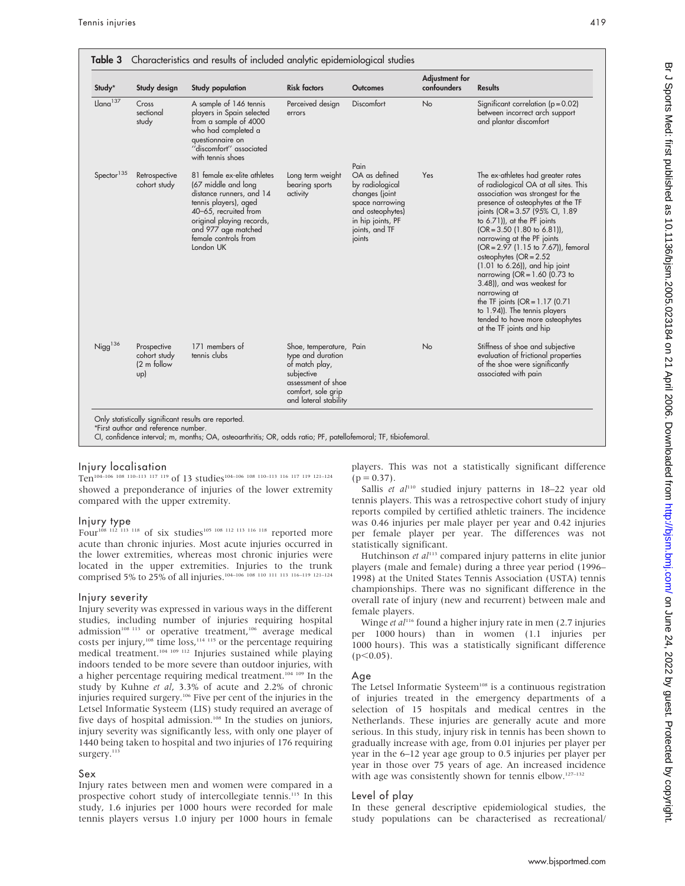**Table 3** Characteristics and results of included analytic epidemiological studies

| Study* | Study design | Study population | Risk factors | Outcomes | Adjustment for confounders | Results |
|---|---|---|---|---|---|---|
| Llana[137] | Cross sectional study | A sample of 146 tennis players in Spain selected from a sample of 4000 who had completed a questionnaire on "discomfort" associated with tennis shoes | Perceived design errors | Discomfort | No | Significant correlation (p = 0.02) between incorrect arch support and plantar discomfort |
| Spector[135] | Retrospective cohort study | 81 female ex-elite athletes (67 middle and long distance runners, and 14 tennis players), aged 40–65, recruited from original playing records, and 977 age matched female controls from London UK | Long term weight bearing sports activity | Pain OA as defined by radiological changes (joint space narrowing and osteophytes) in hip joints, PF joints, and TF joints | Yes | The ex-athletes had greater rates of radiological OA at all sites. This association was strongest for the presence of osteophytes at the TF joints (OR = 3.57 (95% CI, 1.89 to 6.71)), at the PF joints (OR = 3.50 (1.80 to 6.81)), narrowing at the PF joints (OR = 2.97 (1.15 to 7.67)), femoral osteophytes (OR = 2.52 (1.01 to 6.26)), and hip joint narrowing (OR = 1.60 (0.73 to 3.48)), and was weakest for narrowing at the TF joints (OR = 1.17 (0.71 to 1.94)). The tennis players tended to have more osteophytes at the TF joints and hip |
| Nigg[136] | Prospective cohort study (2 m follow up) | 171 members of tennis clubs | Shoe, temperature, type and duration of match play, subjective assessment of shoe comfort, sole grip and lateral stability | Pain | No | Stiffness of shoe and subjective evaluation of frictional properties of the shoe were significantly associated with pain |

Only statistically significant results are reported.
*First author and reference number.
CI, confidence interval; m, months; OA, osteoarthritis; OR, odds ratio; PF, patellofemoral; TF, tibiofemoral.

## Injury localisation

Ten[104–106 108 110–113 117 119] of 13 studies[104–106 108 110–113 116 117 119 121–124] showed a preponderance of injuries of the lower extremity compared with the upper extremity.

## Injury type

Four[108 112 113 118] of six studies[105 108 112 113 116 118] reported more acute than chronic injuries. Most acute injuries occurred in the lower extremities, whereas most chronic injuries were located in the upper extremities. Injuries to the trunk comprised 5% to 25% of all injuries.[104–106 108 110 111 113 116–119 121–124]

## Injury severity

Injury severity was expressed in various ways in the different studies, including number of injuries requiring hospital admission[108 113] or operative treatment,[106] average medical costs per injury,[108] time loss,[114 115] or the percentage requiring medical treatment.[104 109 112] Injuries sustained while playing indoors tended to be more severe than outdoor injuries, with a higher percentage requiring medical treatment.[104 109] In the study by Kuhne *et al*, 3.3% of acute and 2.2% of chronic injuries required surgery.[106] Five per cent of the injuries in the Letsel Informatie Systeem (LIS) study required an average of five days of hospital admission.[108] In the studies on juniors, injury severity was significantly less, with only one player of 1440 being taken to hospital and two injuries of 176 requiring surgery.[113]

## Sex

Injury rates between men and women were compared in a prospective cohort study of intercollegiate tennis.[115] In this study, 1.6 injuries per 1000 hours were recorded for male tennis players versus 1.0 injury per 1000 hours in female players. This was not a statistically significant difference ($p = 0.37$).

Sallis *et al*[110] studied injury patterns in 18–22 year old tennis players. This was a retrospective cohort study of injury reports compiled by certified athletic trainers. The incidence was 0.46 injuries per male player per year and 0.42 injuries per female player per year. The differences was not statistically significant.

Hutchinson *et al*[113] compared injury patterns in elite junior players (male and female) during a three year period (1996–1998) at the United States Tennis Association (USTA) tennis championships. There was no significant difference in the overall rate of injury (new and recurrent) between male and female players.

Winge *et al*[116] found a higher injury rate in men (2.7 injuries per 1000 hours) than in women (1.1 injuries per 1000 hours). This was a statistically significant difference ($p<0.05$).

## Age

The Letsel Informatie Systeem[108] is a continuous registration of injuries treated in the emergency departments of a selection of 15 hospitals and medical centres in the Netherlands. These injuries are generally acute and more serious. In this study, injury risk in tennis has been shown to gradually increase with age, from 0.01 injuries per player per year in the 6–12 year age group to 0.5 injuries per player per year in those over 75 years of age. An increased incidence with age was consistently shown for tennis elbow.[127–132]

## Level of play

In these general descriptive epidemiological studies, the study populations can be characterised as recreational/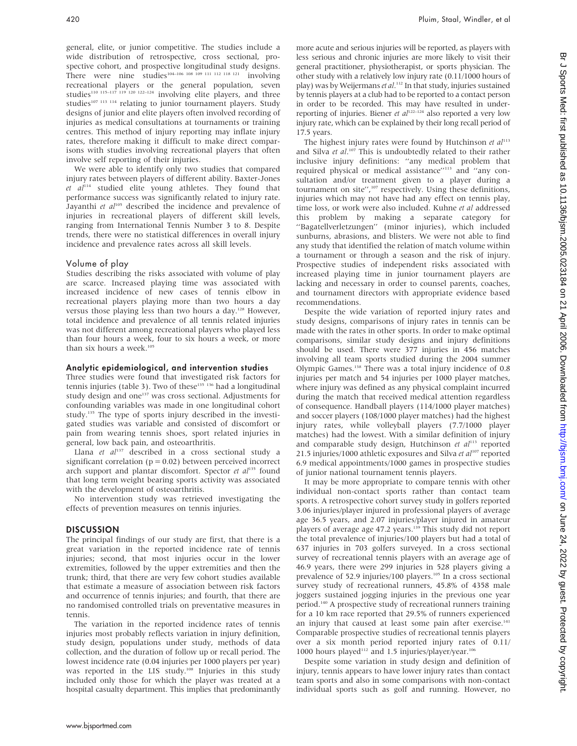general, elite, or junior competitive. The studies include a wide distribution of retrospective, cross sectional, prospective cohort, and prospective longitudinal study designs. There were nine studies[104–106 108 109 111 112 118 121] involving recreational players or the general population, seven studies[110 115–117 119 120 122–124] involving elite players, and three studies[107 113 114] relating to junior tournament players. Study designs of junior and elite players often involved recording of injuries as medical consultations at tournaments or training centres. This method of injury reporting may inflate injury rates, therefore making it difficult to make direct comparisons with studies involving recreational players that often involve self reporting of their injuries.

We were able to identify only two studies that compared injury rates between players of different ability. Baxter-Jones *et al*[114] studied elite young athletes. They found that performance success was significantly related to injury rate. Jayanthi *et al*[105] described the incidence and prevalence of injuries in recreational players of different skill levels, ranging from International Tennis Number 3 to 8. Despite trends, there were no statistical differences in overall injury incidence and prevalence rates across all skill levels.

### Volume of play

Studies describing the risks associated with volume of play are scarce. Increased playing time was associated with increased incidence of new cases of tennis elbow in recreational players playing more than two hours a day versus those playing less than two hours a day.[128] However, total incidence and prevalence of all tennis related injuries was not different among recreational players who played less than four hours a week, four to six hours a week, or more than six hours a week.[105]

### Analytic epidemiological, and intervention studies

Three studies were found that investigated risk factors for tennis injuries (table 3). Two of these[135 136] had a longitudinal study design and one[137] was cross sectional. Adjustments for confounding variables was made in one longitudinal cohort study.[135] The type of sports injury described in the investigated studies was variable and consisted of discomfort or pain from wearing tennis shoes, sport related injuries in general, low back pain, and osteoarthritis.

Llana *et al*[137] described in a cross sectional study a significant correlation ($p = 0.02$) between perceived incorrect arch support and plantar discomfort. Spector *et al*[135] found that long term weight bearing sports activity was associated with the development of osteoarthritis.

No intervention study was retrieved investigating the effects of prevention measures on tennis injuries.

## DISCUSSION

The principal findings of our study are first, that there is a great variation in the reported incidence rate of tennis injuries; second, that most injuries occur in the lower extremities, followed by the upper extremities and then the trunk; third, that there are very few cohort studies available that estimate a measure of association between risk factors and occurrence of tennis injuries; and fourth, that there are no randomised controlled trials on preventative measures in tennis.

The variation in the reported incidence rates of tennis injuries most probably reflects variation in injury definition, study design, populations under study, methods of data collection, and the duration of follow up or recall period. The lowest incidence rate (0.04 injuries per 1000 players per year) was reported in the LIS study.[108] Injuries in this study included only those for which the player was treated at a hospital casualty department. This implies that predominantly more acute and serious injuries will be reported, as players with less serious and chronic injuries are more likely to visit their general practitioner, physiotherapist, or sports physician. The other study with a relatively low injury rate (0.11/1000 hours of play) was by Weijermans *et al*.[112] In that study, injuries sustained by tennis players at a club had to be reported to a contact person in order to be recorded. This may have resulted in underreporting of injuries. Biener *et al*[122–124] also reported a very low injury rate, which can be explained by their long recall period of 17.5 years.

The highest injury rates were found by Hutchinson *et al*[113] and Silva *et al*.[107] This is undoubtedly related to their rather inclusive injury definitions: "any medical problem that required physical or medical assistance"[113] and "any consultation and/or treatment given to a player during a tournament on site",[107] respectively. Using these definitions, injuries which may not have had any effect on tennis play, time loss, or work were also included. Kuhne *et al* addressed this problem by making a separate category for "Bagatellverletzungen" (minor injuries), which included sunburns, abrasions, and blisters. We were not able to find any study that identified the relation of match volume within a tournament or through a season and the risk of injury. Prospective studies of independent risks associated with increased playing time in junior tournament players are lacking and necessary in order to counsel parents, coaches, and tournament directors with appropriate evidence based recommendations.

Despite the wide variation of reported injury rates and study designs, comparisons of injury rates in tennis can be made with the rates in other sports. In order to make optimal comparisons, similar study designs and injury definitions should be used. There were 377 injuries in 456 matches involving all team sports studied during the 2004 summer Olympic Games.[138] There was a total injury incidence of 0.8 injuries per match and 54 injuries per 1000 player matches, where injury was defined as any physical complaint incurred during the match that received medical attention regardless of consequence. Handball players (114/1000 player matches) and soccer players (108/1000 player matches) had the highest injury rates, while volleyball players (7.7/1000 player matches) had the lowest. With a similar definition of injury and comparable study design, Hutchinson *et al*[113] reported 21.5 injuries/1000 athletic exposures and Silva *et al*[107] reported 6.9 medical appointments/1000 games in prospective studies of junior national tournament tennis players.

It may be more appropriate to compare tennis with other individual non-contact sports rather than contact team sports. A retrospective cohort survey study in golfers reported 3.06 injuries/player injured in professional players of average age 36.5 years, and 2.07 injuries/player injured in amateur players of average age 47.2 years.[139] This study did not report the total prevalence of injuries/100 players but had a total of 637 injuries in 703 golfers surveyed. In a cross sectional survey of recreational tennis players with an average age of 46.9 years, there were 299 injuries in 528 players giving a prevalence of 52.9 injuries/100 players.[105] In a cross sectional survey study of recreational runners, 45.8% of 4358 male joggers sustained jogging injuries in the previous one year period.[140] A prospective study of recreational runners training for a 10 km race reported that 29.5% of runners experienced an injury that caused at least some pain after exercise.[141] Comparable prospective studies of recreational tennis players over a six month period reported injury rates of 0.11/1000 hours played[112] and 1.5 injuries/player/year.[106]

Despite some variation in study design and definition of injury, tennis appears to have lower injury rates than contact team sports and also in some comparisons with non-contact individual sports such as golf and running. However, no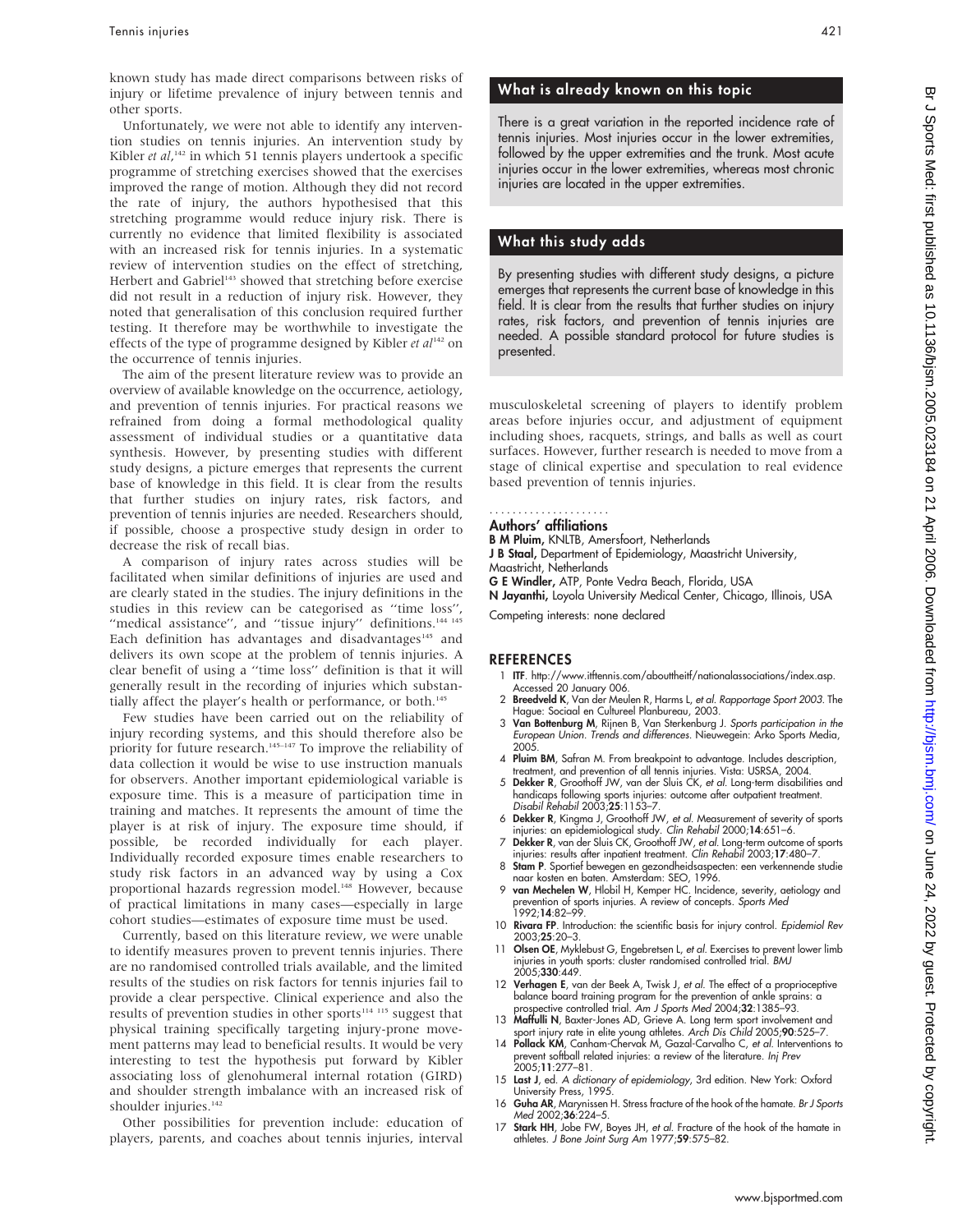known study has made direct comparisons between risks of injury or lifetime prevalence of injury between tennis and other sports.

Unfortunately, we were not able to identify any intervention studies on tennis injuries. An intervention study by Kibler *et al*,[142] in which 51 tennis players undertook a specific programme of stretching exercises showed that the exercises improved the range of motion. Although they did not record the rate of injury, the authors hypothesised that this stretching programme would reduce injury risk. There is currently no evidence that limited flexibility is associated with an increased risk for tennis injuries. In a systematic review of intervention studies on the effect of stretching, Herbert and Gabriel[143] showed that stretching before exercise did not result in a reduction of injury risk. However, they noted that generalisation of this conclusion required further testing. It therefore may be worthwhile to investigate the effects of the type of programme designed by Kibler *et al*[142] on the occurrence of tennis injuries.

The aim of the present literature review was to provide an overview of available knowledge on the occurrence, aetiology, and prevention of tennis injuries. For practical reasons we refrained from doing a formal methodological quality assessment of individual studies or a quantitative data synthesis. However, by presenting studies with different study designs, a picture emerges that represents the current base of knowledge in this field. It is clear from the results that further studies on injury rates, risk factors, and prevention of tennis injuries are needed. Researchers should, if possible, choose a prospective study design in order to decrease the risk of recall bias.

A comparison of injury rates across studies will be facilitated when similar definitions of injuries are used and are clearly stated in the studies. The injury definitions in the studies in this review can be categorised as "time loss", "medical assistance", and "tissue injury" definitions.[144,145] Each definition has advantages and disadvantages[145] and delivers its own scope at the problem of tennis injuries. A clear benefit of using a "time loss" definition is that it will generally result in the recording of injuries which substantially affect the player's health or performance, or both.[145]

Few studies have been carried out on the reliability of injury recording systems, and this should therefore also be priority for future research.[145–147] To improve the reliability of data collection it would be wise to use instruction manuals for observers. Another important epidemiological variable is exposure time. This is a measure of participation time in training and matches. It represents the amount of time the player is at risk of injury. The exposure time should, if possible, be recorded individually for each player. Individually recorded exposure times enable researchers to study risk factors in an advanced way by using a Cox proportional hazards regression model.[148] However, because of practical limitations in many cases—especially in large cohort studies—estimates of exposure time must be used.

Currently, based on this literature review, we were unable to identify measures proven to prevent tennis injuries. There are no randomised controlled trials available, and the limited results of the studies on risk factors for tennis injuries fail to provide a clear perspective. Clinical experience and also the results of prevention studies in other sports[114,115] suggest that physical training specifically targeting injury-prone movement patterns may lead to beneficial results. It would be very interesting to test the hypothesis put forward by Kibler associating loss of glenohumeral internal rotation (GIRD) and shoulder strength imbalance with an increased risk of shoulder injuries.[142]

Other possibilities for prevention include: education of players, parents, and coaches about tennis injuries, interval musculoskeletal screening of players to identify problem areas before injuries occur, and adjustment of equipment including shoes, racquets, strings, and balls as well as court surfaces. However, further research is needed to move from a stage of clinical expertise and speculation to real evidence based prevention of tennis injuries.

### What is already known on this topic

There is a great variation in the reported incidence rate of tennis injuries. Most injuries occur in the lower extremities, followed by the upper extremities and the trunk. Most acute injuries occur in the lower extremities, whereas most chronic injuries are located in the upper extremities.

### What this study adds

By presenting studies with different study designs, a picture emerges that represents the current base of knowledge in this field. It is clear from the results that further studies on injury rates, risk factors, and prevention of tennis injuries are needed. A possible standard protocol for future studies is presented.

### Authors' affiliations

**B M Pluim,** KNLTB, Amersfoort, Netherlands
**J B Staal,** Department of Epidemiology, Maastricht University, Maastricht, Netherlands
**G E Windler,** ATP, Ponte Vedra Beach, Florida, USA
**N Jayanthi,** Loyola University Medical Center, Chicago, Illinois, USA

Competing interests: none declared

## REFERENCES

1. **ITF**. http://www.itftennis.com/abouttheitf/nationalassociations/index.asp. Accessed 20 January 006.
2. **Breedveld K**, Van der Meulen R, Harms L, *et al*. *Rapportage Sport 2003*. The Hague: Sociaal en Cultureel Planbureau, 2003.
3. **Van Bottenburg M**, Rijnen B, Van Sterkenburg J. *Sports participation in the European Union. Trends and differences*. Nieuwegein: Arko Sports Media, 2005.
4. **Pluim BM**, Safran M. From breakpoint to advantage. Includes description, treatment, and prevention of all tennis injuries. Vista: USRSA, 2004.
5. **Dekker R**, Groothoff JW, van der Sluis CK, *et al*. Long-term disabilities and handicaps following sports injuries: outcome after outpatient treatment. *Disabil Rehabil* 2003;**25**:1153–7.
6. **Dekker R**, Kingma J, Groothoff JW, *et al*. Measurement of severity of sports injuries: an epidemiological study. *Clin Rehabil* 2000;**14**:651–6.
7. **Dekker R**, van der Sluis CK, Groothoff JW, *et al*. Long-term outcome of sports injuries: results after inpatient treatment. *Clin Rehabil* 2003;**17**:480–7.
8. **Stam P**. Sportief bewegen en gezondheidsaspecten: een verkennende studie naar kosten en baten. Amsterdam: SEO, 1996.
9. **van Mechelen W**, Hlobil H, Kemper HC. Incidence, severity, aetiology and prevention of sports injuries. A review of concepts. *Sports Med* 1992;**14**:82–99.
10. **Rivara FP**. Introduction: the scientific basis for injury control. *Epidemiol Rev* 2003;**25**:20–3.
11. **Olsen OE**, Myklebust G, Engebretsen L, *et al*. Exercises to prevent lower limb injuries in youth sports: cluster randomised controlled trial. *BMJ* 2005;**330**:449.
12. **Verhagen E**, van der Beek A, Twisk J, *et al*. The effect of a proprioceptive balance board training program for the prevention of ankle sprains: a prospective controlled trial. *Am J Sports Med* 2004;**32**:1385–93.
13. **Maffulli N**, Baxter-Jones AD, Grieve A. Long term sport involvement and sport injury rate in elite young athletes. *Arch Dis Child* 2005;**90**:525–7.
14. **Pollack KM**, Canham-Chervak M, Gazal-Carvalho C, *et al*. Interventions to prevent softball related injuries: a review of the literature. *Inj Prev* 2005;**11**:277–81.
15. **Last J**, ed. *A dictionary of epidemiology*, 3rd edition. New York: Oxford University Press, 1995.
16. **Guha AR**, Marynissen H. Stress fracture of the hook of the hamate. *Br J Sports Med* 2002;**36**:224–5.
17. **Stark HH**, Jobe FW, Boyes JH, *et al*. Fracture of the hook of the hamate in athletes. *J Bone Joint Surg Am* 1977;**59**:575–82.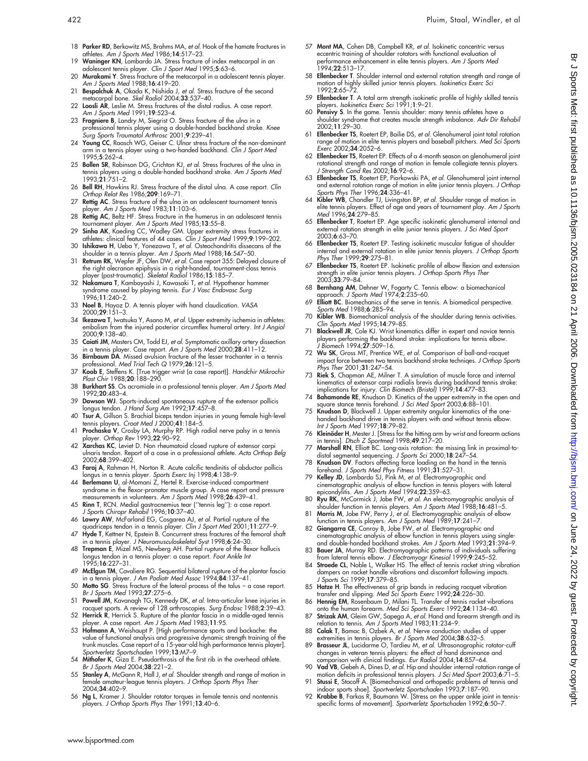18 **Parker RD**, Berkowitz MS, Brahms MA, *et al*. Hook of the hamate fractures in athletes. *Am J Sports Med* 1986;**14**:517–23.
19 **Waninger KN**, Lombardo JA. Stress fracture of index metacarpal in an adolescent tennis player. *Clin J Sport Med* 1995;**5**:63–6.
20 **Murakami Y**. Stress fracture of the metacarpal in a adolescent tennis player. *Am J Sports Med* 1988;**16**:419–20.
21 **Bespalchuk A**, Okada K, Nishida J, *et al*. Stress fracture of the second metacarpal bone. *Skel Radiol* 2004;**33**:537–40.
22 **Loosli AR**, Leslie M. Stress fractures of the distal radius. A case report. *Am J Sports Med* 1991;**19**:523–4.
23 **Fragniere B**, Landry M, Siegrist O. Stress fracture of the ulna in a professional tennis player using a double-handed backhand stroke. *Knee Surg Sports Traumatol Arthrosc* 2001;**9**:239–41.
24 **Young CC**, Raasch WG, Geiser C. Ulnar stress fracture of the non-dominant arm in a tennis player using a two-handed backhand. *Clin J Sport Med* 1995;**5**:262–4.
25 **Bollen SR**, Robinson DG, Crichton KJ, *et al*. Stress fractures of the ulna in tennis players using a double-handed backhand stroke. *Am J Sports Med* 1993;**21**:751–2.
26 **Bell RH**, Hawkins RJ. Stress fracture of the distal ulna. A case report. *Clin Orthop Relat Res* 1986;**209**:169–71.
27 **Rettig AC**. Stress fracture of the ulna in an adolescent tournament tennis player. *Am J Sports Med* 1983;**11**:103–6.
28 **Rettig AC**, Beltz HF. Stress fracture in the humerus in an adolescent tennis tournament player. *Am J Sports Med* 1985;**13**:55–8.
29 **Sinha AK**, Kaeding CC, Wadley GM. Upper extremity stress fractures in athletes: clinical features of 44 cases. *Clin J Sport Med* 1999;**9**:199–202.
30 **Ishikawa H**, Ueba Y, Yonezawa T, *et al*. Osteochondritis dissecans of the shoulder in a tennis player. *Am J Sports Med* 1988;**16**:547–50.
31 **Retrum RK**, Wepfer JF, Olen DW, *et al*. Case report 355: Delayed closure of the right olecranon epiphysis in a right-handed, tournament-class tennis player (post-traumatic). *Skeletal Radiol* 1986;**15**:185–7.
32 **Nakamura T**, Kambayashi J, Kawasaki T, *et al*. Hypothenar hammer syndrome caused by playing tennis. *Eur J Vasc Endovasc Surg* 1996;**11**:240–2.
33 **Noel B**, Hayoz D. A tennis player with hand claudication. *VASA* 2000;**29**:151–3.
34 **Ikezawa T**, Iwatsuka Y, Asano M, *et al*. Upper extremity ischemia in athletes: embolism from the injured posterior circumflex humeral artery. *Int J Angiol* 2000;**9**:138–40.
35 **Caiati JM**, Masters CM, Todd EJ, *et al*. Symptomatic axillary artery dissection in a tennis player. Case report. *Am J Sports Med* 2000;**28**:411–12.
36 **Birnbaum DA**. Missed avulsion fracture of the lesser trochanter in a tennis professional. *Med Trial Tech Q* 1979;**26**:121–5.
37 **Koob E**, Steffens K. [True trigger wrist (a case report)]. *Handchir Mikrochir Plast Chir* 1988;**20**:188–290.
38 **Burkhart SS**. Os acromiale in a professional tennis player. *Am J Sports Med* 1992;**20**:483–4.
39 **Dawson WJ**. Sports-induced spontaneous rupture of the extensor pollicis longus tendon. *J Hand Surg Am* 1992;**17**:457–8.
40 **Tsur A**, Gillson S. Brachial biceps tendon injuries in young female high-level tennis players. *Croat Med J* 2000;**41**:184–5.
41 **Prochaska V**, Crosby LA, Murphy RP. High radial nerve palsy in a tennis player. *Orthop Rev* 1993;**22**:90–92.
42 **Xarchas KC**, Leviet D. Non rheumatoid closed rupture of extensor carpi ulnaris tendon. Report of a case in a professional athlete. *Acta Orthop Belg* 2002;**68**:399–402.
43 **Faraj A**, Rahman H, Norton R. Acute calcific tendinitis of abductor pollicis longus in a tennis player. *Sports Exerc Inj* 1998;**4**:138–9.
44 **Berlemann U**, al-Momani Z, Hertel R. Exercise-induced compartment syndrome in the flexor-pronator muscle group. A case report and pressure measurements in volunteers. *Am J Sports Med* 1998;**26**:439–41.
45 **Rinn T**, RCN. Medial gastrocnemius tear ("tennis leg"): a case report. *J Sports Chiropr Rehabil* 1996;**10**:37–40.
46 **Lowry AW**, McFarland EG, Cosgarea AJ, *et al*. Partial rupture of the quadriceps tendon in a tennis player. *Clin J Sport Med* 2001;**11**:277–9.
47 **Hyde T**, Kettner N, Epstein B. Concurrent stress fractures of the femoral shaft in a tennis player. *J Neuromusculoskeletal Syst* 1998;**6**:24–30.
48 **Trepman E**, Mizel MS, Newberg AH. Partial rupture of the flexor hallucis longus tendon in a tennis player: a case report. *Foot Ankle Int* 1995;**16**:227–31.
49 **McElgun TM**, Cavaliere RG. Sequential bilateral rupture of the plantar fascia in a tennis player. *J Am Podiatr Med Assoc* 1994;**84**:137–41.
50 **Motto SG**. Stress fracture of the lateral process of the talus – a case report. *Br J Sports Med* 1993;**27**:275–6.
51 **Powell JM**, Kavanagh TG, Kennedy DK, *et al*. Intra-articular knee injuries in racquet sports. A review of 128 arthroscopies. *Surg Endosc* 1988;**2**:39–43.
52 **Herrick R**, Herrick S. Rupture of the plantar fascia in a middle-aged tennis player. A case report. *Am J Sports Med* 1983;**11**:95.
53 **Hofmann A**, Weishaupt P. [High performance sports and backache: the value of functional analysis and progressive dynamic strength training of the trunk muscles. Case report of a 15-year-old high performance tennis player]. *Sportverletz Sportschaden* 1999;**13**:M7–9.
54 **Mithofer K**, Giza E. Pseudarthrosis of the first rib in the overhead athlete. *Br J Sports Med* 2004;**38**:221–2.
55 **Stanley A**, McGann R, Hall J, *et al*. Shoulder strength and range of motion in female amateur-league tennis players. *J Orthop Sports Phys Ther* 2004;**34**:402–9.
56 **Ng L**, Kramer J. Shoulder rotator torques in female tennis and nontennis players. *J Orthop Sports Phys Ther* 1991;**13**:40–6.
57 **Mont MA**, Cohen DB, Campbell KR, *et al*. Isokinetic concentric versus eccentric training of shoulder rotators with functional evaluation of performance enhancement in elite tennis players. *Am J Sports Med* 1994;**22**:513–17.
58 **Ellenbecker T**. Shoulder internal and external rotation strength and range of motion of highly skilled junior tennis players. *Isokinetics Exerc Sci* 1992;**2**:65–72.
59 **Ellenbecker T**. A total arm strength isokinetic profile of highly skilled tennis players. *Isokinetics Exerc Sci* 1991;**1**:9–21.
60 **Pensivy S**. In the game. Tennis shoulder: many tennis athletes have a shoulder syndrome that creates muscle strength imbalance. *Adv Dir Rehabil* 2002;**11**:29–30.
61 **Ellenbecker TS**, Roetert EP, Bailie DS, *et al*. Glenohumeral joint total rotation range of motion in elite tennis players and baseball pitchers. *Med Sci Sports Exerc* 2002;**34**:2052–6.
62 **Ellenbecker TS**, Roetert EP. Effects of a 4-month season on glenohumeral joint rotational strength and range of motion in female collegiate tennis players. *J Strength Cond Res* 2002;**16**:92–6.
63 **Ellenbecker TS**, Roetert EP, Piorkowski PA, *et al*. Glenohumeral joint internal and external rotation range of motion in elite junior tennis players. *J Orthop Sports Phys Ther* 1996;**24**:336–41.
64 **Kibler WB**, Chandler TJ, Livingston BP, *et al*. Shoulder range of motion in elite tennis players. Effect of age and years of tournament play. *Am J Sports Med* 1996;**24**:279–85.
65 **Ellenbecker T**, Roetert EP. Age specific isokinetic glenohumeral internal and external rotation strength in elite junior tennis players. *J Sci Med Sport* 2003;**6**:63–70.
66 **Ellenbecker TS**, Roetert EP. Testing isokinetic muscular fatigue of shoulder internal and external rotation in elite junior tennis players. *J Orthop Sports Phys Ther* 1999;**29**:275–81.
67 **Ellenbecker TS**, Roetert EP. Isokinetic profile of elbow flexion and extension strength in elite junior tennis players. *J Orthop Sports Phys Ther* 2003;**33**:79–84.
68 **Bernhang AM**, Dehner W, Fogarty C. Tennis elbow: a biomechanical approach. *J Sports Med* 1974;**2**:235–60.
69 **Elliott BC**. Biomechanics of the serve in tennis. A biomedical perspective. *Sports Med* 1988;**6**:285–94.
70 **Kibler WB**. Biomechanical analysis of the shoulder during tennis activities. *Clin Sports Med* 1995;**14**:79–85.
71 **Blackwell JR**, Cole KJ. Wrist kinematics differ in expert and novice tennis players performing the backhand stroke: implications for tennis elbow. *J Biomech* 1994;**27**:509–16.
72 **Wu SK**, Gross MT, Prentice WE, *et al*. Comparison of ball-and-racquet impact force between two tennis backhand stroke techniqes. *J Orthop Sports Phys Ther* 2001;**31**:247–54.
73 **Riek S**, Chapman AE, Milner T. A simulation of muscle force and internal kinematics of extensor carpi radialis brevis during backhand tennis stroke: implications for injury. *Clin Biomech (Bristol)* 1999;**14**:477–83.
74 **Bahamonde RE**, Knudson D. Kinetics of the upper extremity in the open and square stance tennis forehand. *J Sci Med Sport* 2003;**6**:88–101.
75 **Knudson D**, Blackwell J. Upper extremity angular kinematics of the one-handed backhand drive in tennis players with and without tennis elbow. *Int J Sports Med* 1997;**18**:79–82.
76 **Kleinöder H**, Mester J. [Stress for the hitting arm by wrist and forearm actions in tennis]. *Dtsch Z Sportmed* 1998;**49**:217–20.
77 **Marshall RN**, Elliott BC. Long-axis rotation: the missing link in proximal-to-distal segmental sequencing. *J Sports Sci* 2000;**18**:247–54.
78 **Knudson DV**. Factors affecting force loading on the hand in the tennis forehand. *J Sports Med Phys Fitness* 1991;**31**:527–31.
79 **Kelley JD**, Lombardo SJ, Pink M, *et al*. Electromyographic and cinematographic analysis of elbow function in tennis players with lateral epicondylitis. *Am J Sports Med* 1994;**22**:359–63.
80 **Ryu RK**, McCormick J, Jobe FW, *et al*. An electromyographic analysis of shoulder function in tennis players. *Am J Sports Med* 1988;**16**:481–5.
81 **Morris M**, Jobe FW, Perry J, *et al*. Electromyographic analysis of elbow function in tennis players. *Am J Sports Med* 1989;**17**:241–7.
82 **Giangarra CE**, Conroy B, Jobe FW, *et al*. Electromyographic and cinematographic analysis of elbow function in tennis players using single- and double-handed backhand strokes. *Am J Sports Med* 1993;**21**:394–9.
83 **Bauer JA**, Murray RD. Electromyographic patterns of individuals suffering from lateral tennis elbow. *J Electromyogr Kinesiol* 1999;**9**:245–52.
84 **Stroede CL**, Noble L, Walker HS. The effect of tennis racket string vibration dampers on racket handle vibrations and discomfort following impacts. *J Sports Sci* 1999;**17**:379–85.
85 **Hatze H**. The effectiveness of grip bands in reducing racquet vibration transfer and slipping. *Med Sci Sports Exerc* 1992;**24**:226–30.
86 **Hennig EM**, Rosenbaum D, Milani TL. Transfer of tennis racket vibrations onto the human forearm. *Med Sci Sports Exerc* 1992;**24**:1134–40.
87 **Strizak AM**, Gleim GW, Sapega A, *et al*. Hand and forearm strength and its relation to tennis. *Am J Sports Med* 1983;**11**:234–9.
88 **Colak T**, Bamac B, Ozbek A, *et al*. Nerve conduction studies of upper extremities in tennis players. *Br J Sports Med* 2004;**38**:632–5.
89 **Brasseur JL**, Lucidarme O, Tardieu M, *et al*. Ultrasonographic rotator-cuff changes in veteran tennis players: the effect of hand dominance and comparison with clinical findings. *Eur Radiol* 2004;**14**:857–64.
90 **Vad VB**, Gebeh A, Dines D, *et al*. Hip and shoulder internal rotation range of motion deficits in professional tennis players. *J Sci Med Sport* 2003;**6**:71–5.
91 **Stussi E**, Stacoff A. [Biomechanical and orthopedic problems of tennis and indoor sports shoe]. *Sportverletz Sportschaden* 1993;**7**:187–90.
92 **Krabbe B**, Farkas R, Baumann W. [Stress on the upper ankle joint in tennis-specific forms of movement]. *Sportverletz Sportschaden* 1992;**6**:50–7.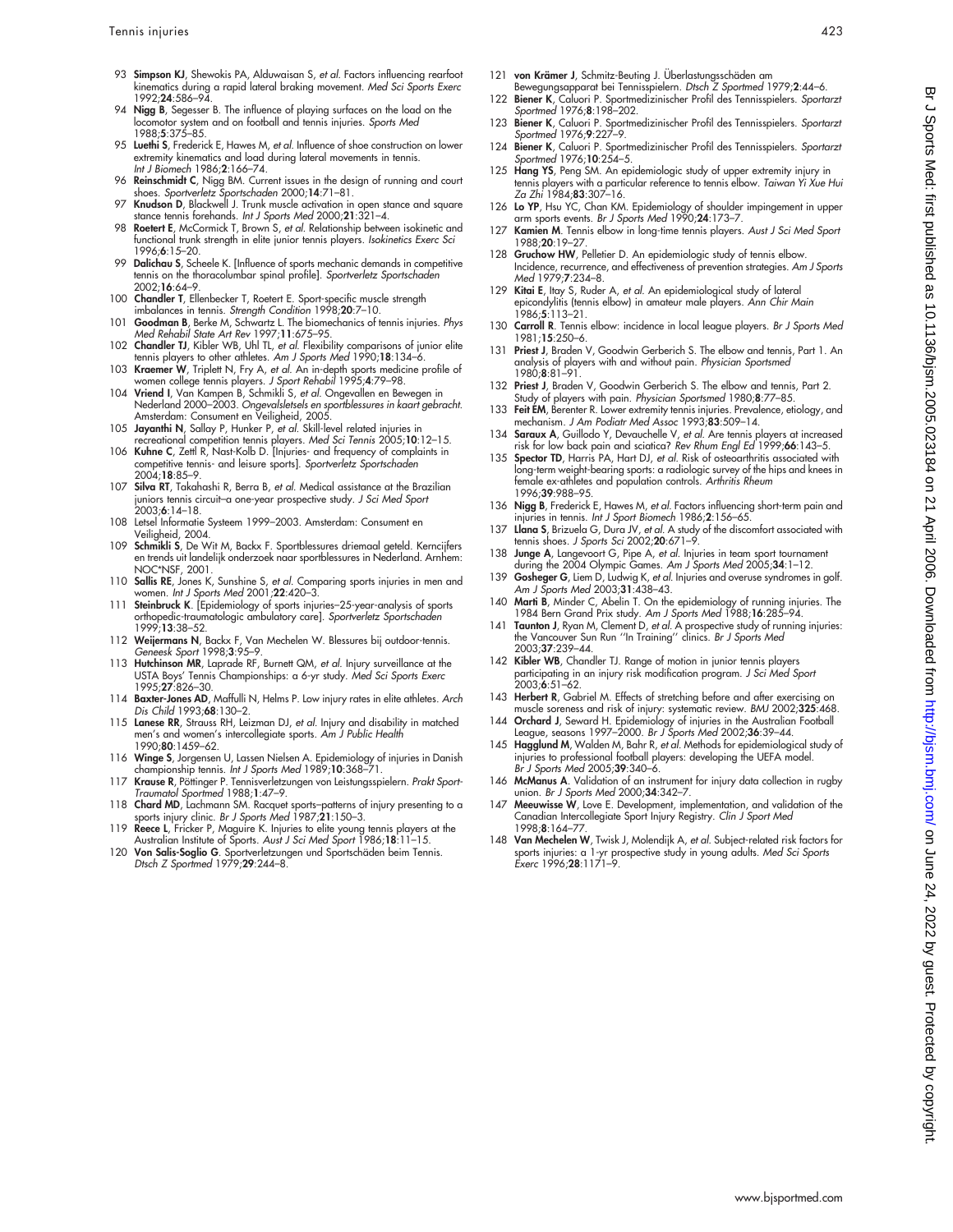93 **Simpson KJ**, Shewokis PA, Alduwaisan S, *et al*. Factors influencing rearfoot kinematics during a rapid lateral braking movement. *Med Sci Sports Exerc* 1992;**24**:586–94.

94 **Nigg B**, Segesser B. The influence of playing surfaces on the load on the locomotor system and on football and tennis injuries. *Sports Med* 1988;**5**:375–85.

95 **Luethi S**, Frederick E, Hawes M, *et al*. Influence of shoe construction on lower extremity kinematics and load during lateral movements in tennis. *Int J Biomech* 1986;**2**:166–74.

96 **Reinschmidt C**, Nigg BM. Current issues in the design of running and court shoes. *Sportverletz Sportschaden* 2000;**14**:71–81.

97 **Knudson D**, Blackwell J. Trunk muscle activation in open stance and square stance tennis forehands. *Int J Sports Med* 2000;**21**:321–4.

98 **Roetert E**, McCormick T, Brown S, *et al*. Relationship between isokinetic and functional trunk strength in elite junior tennis players. *Isokinetics Exerc Sci* 1996;**6**:15–20.

99 **Dalichau S**, Scheele K. [Influence of sports mechanic demands in competitive tennis on the thoracolumbar spinal profile]. *Sportverletz Sportschaden* 2002;**16**:64–9.

100 **Chandler T**, Ellenbecker T, Roetert E. Sport-specific muscle strength imbalances in tennis. *Strength Condition* 1998;**20**:7–10.

101 **Goodman B**, Berke M, Schwartz L. The biomechanics of tennis injuries. *Phys Med Rehabil State Art Rev* 1997;**11**:675–95.

102 **Chandler TJ**, Kibler WB, Uhl TL, *et al*. Flexibility comparisons of junior elite tennis players to other athletes. *Am J Sports Med* 1990;**18**:134–6.

103 **Kraemer W**, Triplett N, Fry A, *et al*. An in-depth sports medicine profile of women college tennis players. *J Sport Rehabil* 1995;**4**:79–98.

104 **Vriend I**, Van Kampen B, Schmikli S, *et al*. Ongevallen en Bewegen in Nederland 2000–2003. *Ongevalsletsels en sportblessures in kaart gebracht*. Amsterdam: Consument en Veiligheid, 2005.

105 **Jayanthi N**, Sallay P, Hunker P, *et al*. Skill-level related injuries in recreational competition tennis players. *Med Sci Tennis* 2005;**10**:12–15.

106 **Kuhne C**, Zettl R, Nast-Kolb D. [Injuries- and frequency of complaints in competitive tennis- and leisure sports]. *Sportverletz Sportschaden* 2004;**18**:85–9.

107 **Silva RT**, Takahashi R, Berra B, *et al*. Medical assistance at the Brazilian juniors tennis circuit–a one-year prospective study. *J Sci Med Sport* 2003;**6**:14–18.

108 Letsel Informatie Systeem 1999–2003. Amsterdam: Consument en Veiligheid, 2004.

109 **Schmikli S**, De Wit M, Backx F. Sportblessures driemaal geteld. Kerncijfers en trends uit landelijk onderzoek naar sportblessures in Nederland. Arnhem: NOC*NSF, 2001.

110 **Sallis RE**, Jones K, Sunshine S, *et al*. Comparing sports injuries in men and women. *Int J Sports Med* 2001;**22**:420–3.

111 **Steinbruck K**. [Epidemiology of sports injuries–25-year-analysis of sports orthopedic-traumatologic ambulatory care]. *Sportverletz Sportschaden* 1999;**13**:38–52.

112 **Weijermans N**, Backx F, Van Mechelen W. Blessures bij outdoor-tennis. *Geneesk Sport* 1998;**3**:95–9.

113 **Hutchinson MR**, Laprade RF, Burnett QM, *et al*. Injury surveillance at the USTA Boys' Tennis Championships: a 6-yr study. *Med Sci Sports Exerc* 1995;**27**:826–30.

114 **Baxter-Jones AD**, Maffulli N, Helms P. Low injury rates in elite athletes. *Arch Dis Child* 1993;**68**:130–2.

115 **Lanese RR**, Strauss RH, Leizman DJ, *et al*. Injury and disability in matched men's and women's intercollegiate sports. *Am J Public Health* 1990;**80**:1459–62.

116 **Winge S**, Jorgensen U, Lassen Nielsen A. Epidemiology of injuries in Danish championship tennis. *Int J Sports Med* 1989;**10**:368–71.

117 **Krause R**, Pöttinger P. Tennisverletzungen von Leistungsspielern. *Prakt Sport-Traumatol Sportmed* 1988;**1**:47–9.

118 **Chard MD**, Lachmann SM. Racquet sports–patterns of injury presenting to a sports injury clinic. *Br J Sports Med* 1987;**21**:150–3.

119 **Reece L**, Fricker P, Maguire K. Injuries to elite young tennis players at the Australian Institute of Sports. *Aust J Sci Med Sport* 1986;**18**:11–15.

120 **Von Salis-Soglio G**. Sportverletzungen und Sportschäden beim Tennis. *Dtsch Z Sportmed* 1979;**29**:244–8.

121 **von Krämer J**, Schmitz-Beuting J. Überlastungsschäden am Bewegungsapparat bei Tennisspielern. *Dtsch Z Sportmed* 1979;**2**:44–6.

122 **Biener K**, Caluori P. Sportmedizinischer Profil des Tennisspielers. *Sportarzt Sportmed* 1976;**8**:198–202.

123 **Biener K**, Caluori P. Sportmedizinischer Profil des Tennisspielers. *Sportarzt Sportmed* 1976;**9**:227–9.

124 **Biener K**, Caluori P. Sportmedizinischer Profil des Tennisspielers. *Sportarzt Sportmed* 1976;**10**:254–5.

125 **Hang YS**, Peng SM. An epidemiologic study of upper extremity injury in tennis players with a particular reference to tennis elbow. *Taiwan Yi Xue Hui Za Zhi* 1984;**83**:307–16.

126 **Lo YP**, Hsu YC, Chan KM. Epidemiology of shoulder impingement in upper arm sports events. *Br J Sports Med* 1990;**24**:173–7.

127 **Kamien M**. Tennis elbow in long-time tennis players. *Aust J Sci Med Sport* 1988;**20**:19–27.

128 **Gruchow HW**, Pelletier D. An epidemiologic study of tennis elbow. Incidence, recurrence, and effectiveness of prevention strategies. *Am J Sports Med* 1979;**7**:234–8.

129 **Kitai E**, Itay S, Ruder A, *et al*. An epidemiological study of lateral epicondylitis (tennis elbow) in amateur male players. *Ann Chir Main* 1986;**5**:113–21.

130 **Carroll R**. Tennis elbow: incidence in local league players. *Br J Sports Med* 1981;**15**:250–6.

131 **Priest J**, Braden V, Goodwin Gerberich S. The elbow and tennis, Part 1. An analysis of players with and without pain. *Physician Sportsmed* 1980;**8**:81–91.

132 **Priest J**, Braden V, Goodwin Gerberich S. The elbow and tennis, Part 2. Study of players with pain. *Physician Sportsmed* 1980;**8**:77–85.

133 **Feit EM**, Berenter R. Lower extremity tennis injuries. Prevalence, etiology, and mechanism. *J Am Podiatr Med Assoc* 1993;**83**:509–14.

134 **Saraux A**, Guillodo Y, Devauchelle V, *et al*. Are tennis players at increased risk for low back pain and sciatica? *Rev Rhum Engl Ed* 1999;**66**:143–5.

135 **Spector TD**, Harris PA, Hart DJ, *et al*. Risk of osteoarthritis associated with long-term weight-bearing sports: a radiologic survey of the hips and knees in female ex-athletes and population controls. *Arthritis Rheum* 1996;**39**:988–95.

136 **Nigg B**, Frederick E, Hawes M, *et al*. Factors influencing short-term pain and injuries in tennis. *Int J Sport Biomech* 1986;**2**:156–65.

137 **Llana S**, Brizuela G, Dura JV, *et al*. A study of the discomfort associated with tennis shoes. *J Sports Sci* 2002;**20**:671–9.

138 **Junge A**, Langevoort G, Pipe A, *et al*. Injuries in team sport tournament during the 2004 Olympic Games. *Am J Sports Med* 2005;**34**:1–12.

139 **Gosheger G**, Liem D, Ludwig K, *et al*. Injuries and overuse syndromes in golf. *Am J Sports Med* 2003;**31**:438–43.

140 **Marti B**, Minder C, Abelin T. On the epidemiology of running injuries. The 1984 Bern Grand Prix study. *Am J Sports Med* 1988;**16**:285–94.

141 **Taunton J**, Ryan M, Clement D, *et al*. A prospective study of running injuries: the Vancouver Sun Run "In Training" clinics. *Br J Sports Med* 2003;**37**:239–44.

142 **Kibler WB**, Chandler TJ. Range of motion in junior tennis players participating in an injury risk modification program. *J Sci Med Sport* 2003;**6**:51–62.

143 **Herbert R**, Gabriel M. Effects of stretching before and after exercising on muscle soreness and risk of injury: systematic review. *BMJ* 2002;**325**:468.

144 **Orchard J**, Seward H. Epidemiology of injuries in the Australian Football League, seasons 1997–2000. *Br J Sports Med* 2002;**36**:39–44.

145 **Hagglund M**, Walden M, Bahr R, *et al*. Methods for epidemiological study of injuries to professional football players: developing the UEFA model. *Br J Sports Med* 2005;**39**:340–6.

146 **McManus A**. Validation of an instrument for injury data collection in rugby union. *Br J Sports Med* 2000;**34**:342–7.

147 **Meeuwisse W**, Love E. Development, implementation, and validation of the Canadian Intercollegiate Sport Injury Registry. *Clin J Sport Med* 1998;**8**:164–77.

148 **Van Mechelen W**, Twisk J, Molendijk A, *et al*. Subject-related risk factors for sports injuries: a 1-yr prospective study in young adults. *Med Sci Sports Exerc* 1996;**28**:1171–9.